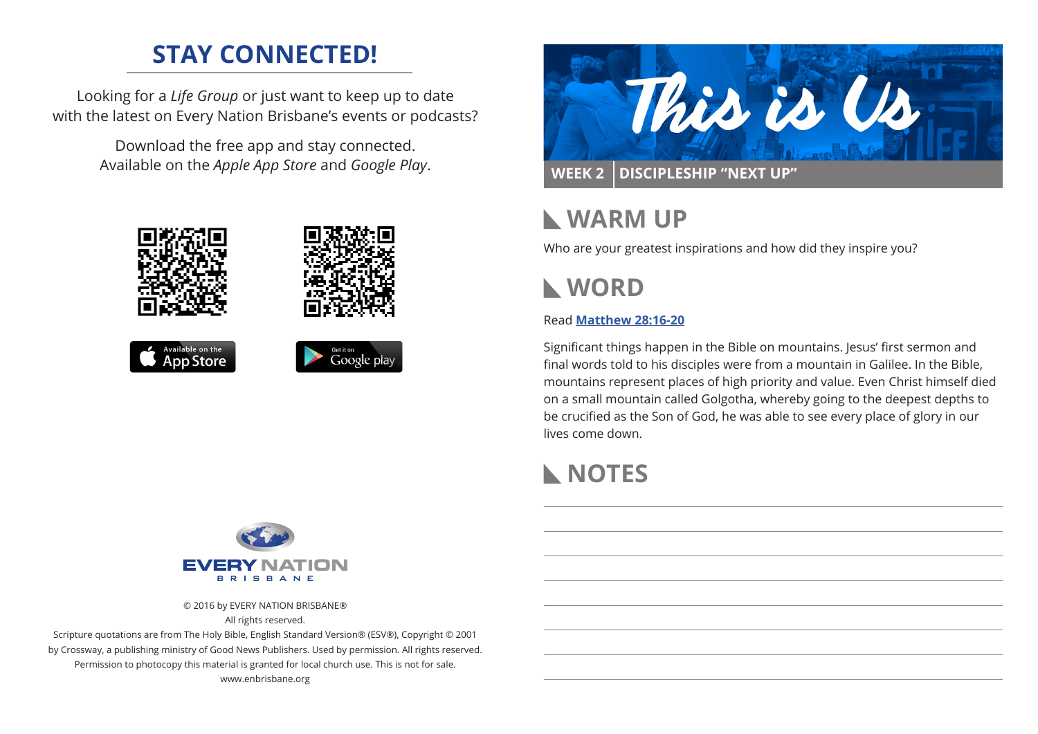## STAY CONNECTED!

Looking for a *Life Group* or just want to keep up to date with the latest on Every Nation Brisbane's events or podcasts?

Download the free app and stay connected. Available on the *Apple App Store* and *Google Play*.

Available on the App Store

Get it on Google play

EVERY NATION
BRISBANE

© 2016 by EVERY NATION BRISBANE®
All rights reserved.
Scripture quotations are from The Holy Bible, English Standard Version® (ESV®), Copyright © 2001 by Crossway, a publishing ministry of Good News Publishers. Used by permission. All rights reserved.
Permission to photocopy this material is granted for local church use. This is not for sale.
www.enbrisbane.org

# This is Us

**WEEK 2** | **DISCIPLESHIP "NEXT UP"**

## WARM UP

Who are your greatest inspirations and how did they inspire you?

## WORD

Read **Matthew 28:16-20**

Significant things happen in the Bible on mountains. Jesus' first sermon and final words told to his disciples were from a mountain in Galilee. In the Bible, mountains represent places of high priority and value. Even Christ himself died on a small mountain called Golgotha, whereby going to the deepest depths to be crucified as the Son of God, he was able to see every place of glory in our lives come down.

## NOTES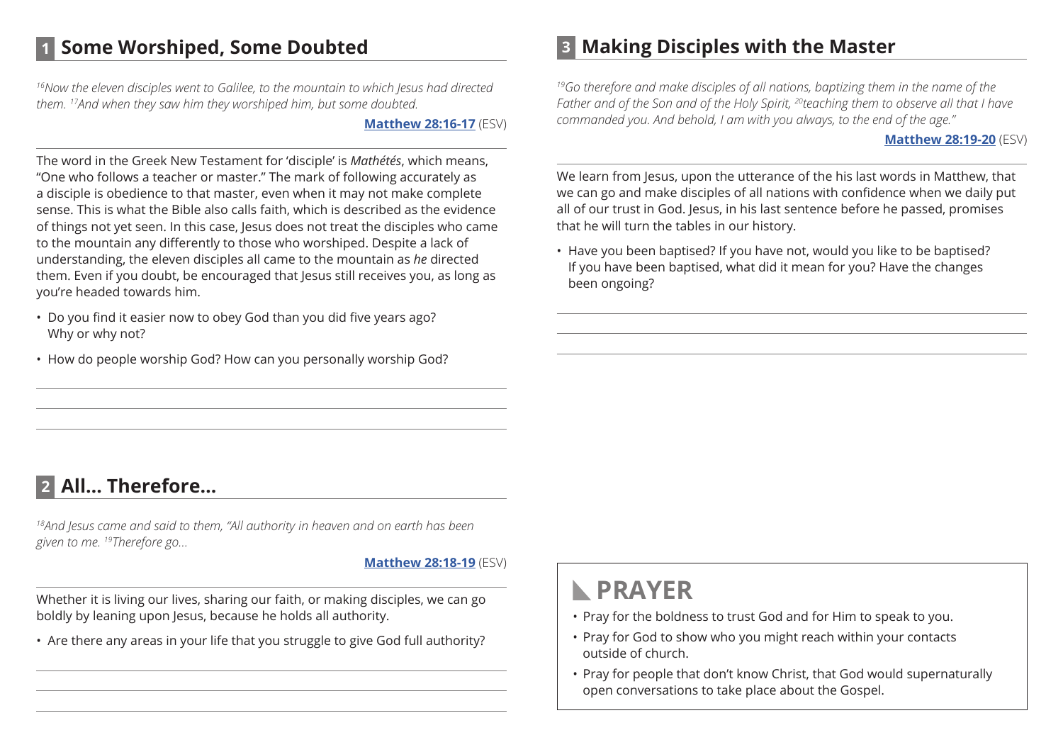## 1 Some Worshiped, Some Doubted

*[16]Now the eleven disciples went to Galilee, to the mountain to which Jesus had directed them. [17]And when they saw him they worshiped him, but some doubted.*

**Matthew 28:16-17** (ESV)

The word in the Greek New Testament for 'disciple' is *Mathétés*, which means, "One who follows a teacher or master." The mark of following accurately as a disciple is obedience to that master, even when it may not make complete sense. This is what the Bible also calls faith, which is described as the evidence of things not yet seen. In this case, Jesus does not treat the disciples who came to the mountain any differently to those who worshiped. Despite a lack of understanding, the eleven disciples all came to the mountain as *he* directed them. Even if you doubt, be encouraged that Jesus still receives you, as long as you're headed towards him.

- Do you find it easier now to obey God than you did five years ago? Why or why not?
- How do people worship God? How can you personally worship God?

## 2 All... Therefore...

*[18]And Jesus came and said to them, "All authority in heaven and on earth has been given to me. [19]Therefore go...*

**Matthew 28:18-19** (ESV)

Whether it is living our lives, sharing our faith, or making disciples, we can go boldly by leaning upon Jesus, because he holds all authority.

- Are there any areas in your life that you struggle to give God full authority?

## 3 Making Disciples with the Master

*[19]Go therefore and make disciples of all nations, baptizing them in the name of the Father and of the Son and of the Holy Spirit, [20]teaching them to observe all that I have commanded you. And behold, I am with you always, to the end of the age."*

**Matthew 28:19-20** (ESV)

We learn from Jesus, upon the utterance of the his last words in Matthew, that we can go and make disciples of all nations with confidence when we daily put all of our trust in God. Jesus, in his last sentence before he passed, promises that he will turn the tables in our history.

- Have you been baptised? If you have not, would you like to be baptised? If you have been baptised, what did it mean for you? Have the changes been ongoing?

## PRAYER

- Pray for the boldness to trust God and for Him to speak to you.
- Pray for God to show who you might reach within your contacts outside of church.
- Pray for people that don't know Christ, that God would supernaturally open conversations to take place about the Gospel.